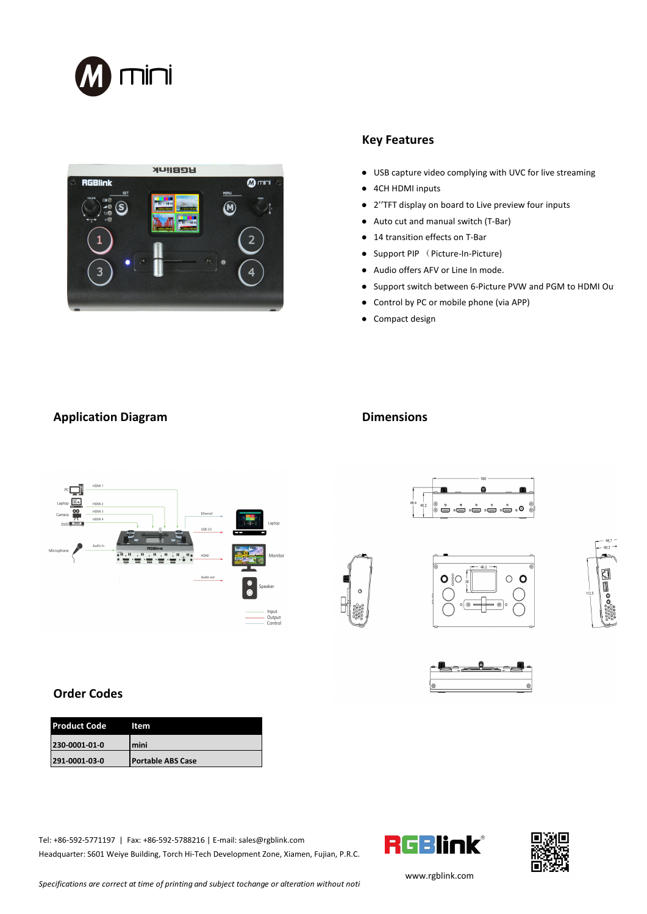## Key Features

- USB capture video complying with UVC for live streaming
- 4CH HDMI inputs
- 2''TFT display on board to Live preview four inputs
- Auto cut and manual switch (T-Bar)
- 14 transition effects on T-Bar
- Support PIP （Picture-In-Picture)
- Audio offers AFV or Line In mode.
- Support switch between 6-Picture PVW and PGM to HDMI Ou
- Control by PC or mobile phone (via APP)
- Compact design

## Application Diagram

## Dimensions

## Order Codes

| Product Code | Item |
|---|---|
| 230-0001-01-0 | mini |
| 291-0001-03-0 | Portable ABS Case |

Tel: +86-592-5771197 | Fax: +86-592-5788216 | E-mail: sales@rgblink.com

Headquarter: S601 Weiye Building, Torch Hi-Tech Development Zone, Xiamen, Fujian, P.R.C.

www.rgblink.com

*Specifications are correct at time of printing and subject tochange or alteration without noti*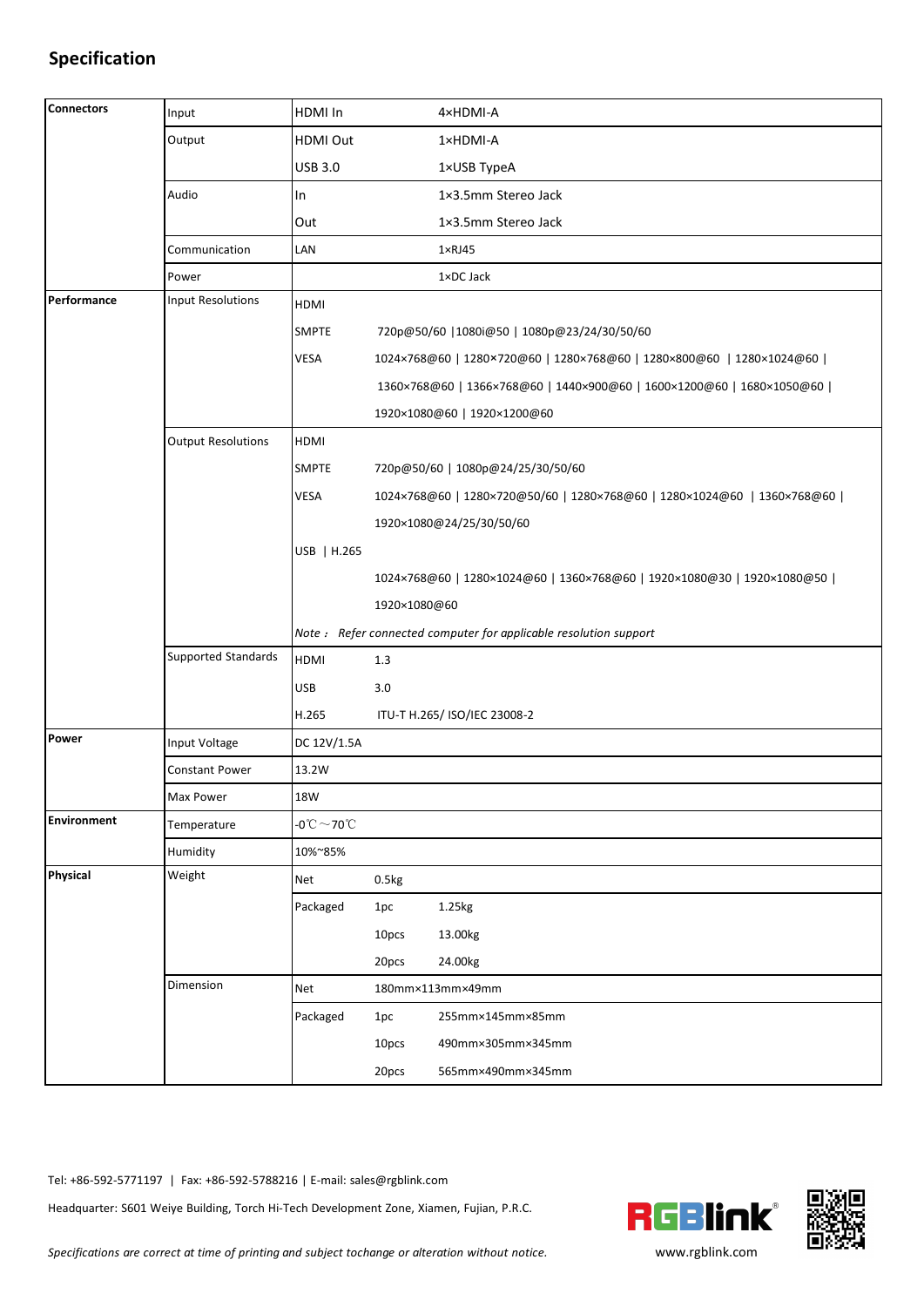## Specification

| | | | | |
|---|---|---|---|---|
| **Connectors** | Input | HDMI In | | 4×HDMI-A |
| | Output | HDMI Out | | 1×HDMI-A |
| | | USB 3.0 | | 1×USB TypeA |
| | Audio | In | | 1×3.5mm Stereo Jack |
| | | Out | | 1×3.5mm Stereo Jack |
| | Communication | LAN | | 1×RJ45 |
| | Power | | | 1×DC Jack |
| **Performance** | Input Resolutions | HDMI | | |
| | | SMPTE | 720p@50/60 \|1080i@50 \| 1080p@23/24/30/50/60 | |
| | | VESA | 1024×768@60 \| 1280×720@60 \| 1280×768@60 \| 1280×800@60 \| 1280×1024@60 \| 1360×768@60 \| 1366×768@60 \| 1440×900@60 \| 1600×1200@60 \| 1680×1050@60 \| 1920×1080@60 \| 1920×1200@60 | |
| | Output Resolutions | HDMI | | |
| | | SMPTE | 720p@50/60 \| 1080p@24/25/30/50/60 | |
| | | VESA | 1024×768@60 \| 1280×720@50/60 \| 1280×768@60 \| 1280×1024@60 \| 1360×768@60 \| 1920×1080@24/25/30/50/60 | |
| | | USB \| H.265 | | |
| | | | 1024×768@60 \| 1280×1024@60 \| 1360×768@60 \| 1920×1080@30 \| 1920×1080@50 \| 1920×1080@60 | |
| | | *Note： Refer connected computer for applicable resolution support* | | |
| | Supported Standards | HDMI | 1.3 | |
| | | USB | 3.0 | |
| | | H.265 | ITU-T H.265/ ISO/IEC 23008-2 | |
| **Power** | Input Voltage | DC 12V/1.5A | | |
| | Constant Power | 13.2W | | |
| | Max Power | 18W | | |
| **Environment** | Temperature | -0℃～70℃ | | |
| | Humidity | 10%~85% | | |
| **Physical** | Weight | Net | 0.5kg | |
| | | Packaged | 1pc | 1.25kg |
| | | | 10pcs | 13.00kg |
| | | | 20pcs | 24.00kg |
| | Dimension | Net | 180mm×113mm×49mm | |
| | | Packaged | 1pc | 255mm×145mm×85mm |
| | | | 10pcs | 490mm×305mm×345mm |
| | | | 20pcs | 565mm×490mm×345mm |

Tel: +86-592-5771197 | Fax: +86-592-5788216 | E-mail: sales@rgblink.com

Headquarter: S601 Weiye Building, Torch Hi-Tech Development Zone, Xiamen, Fujian, P.R.C.

*Specifications are correct at time of printing and subject tochange or alteration without notice.*

RGBlink®

www.rgblink.com